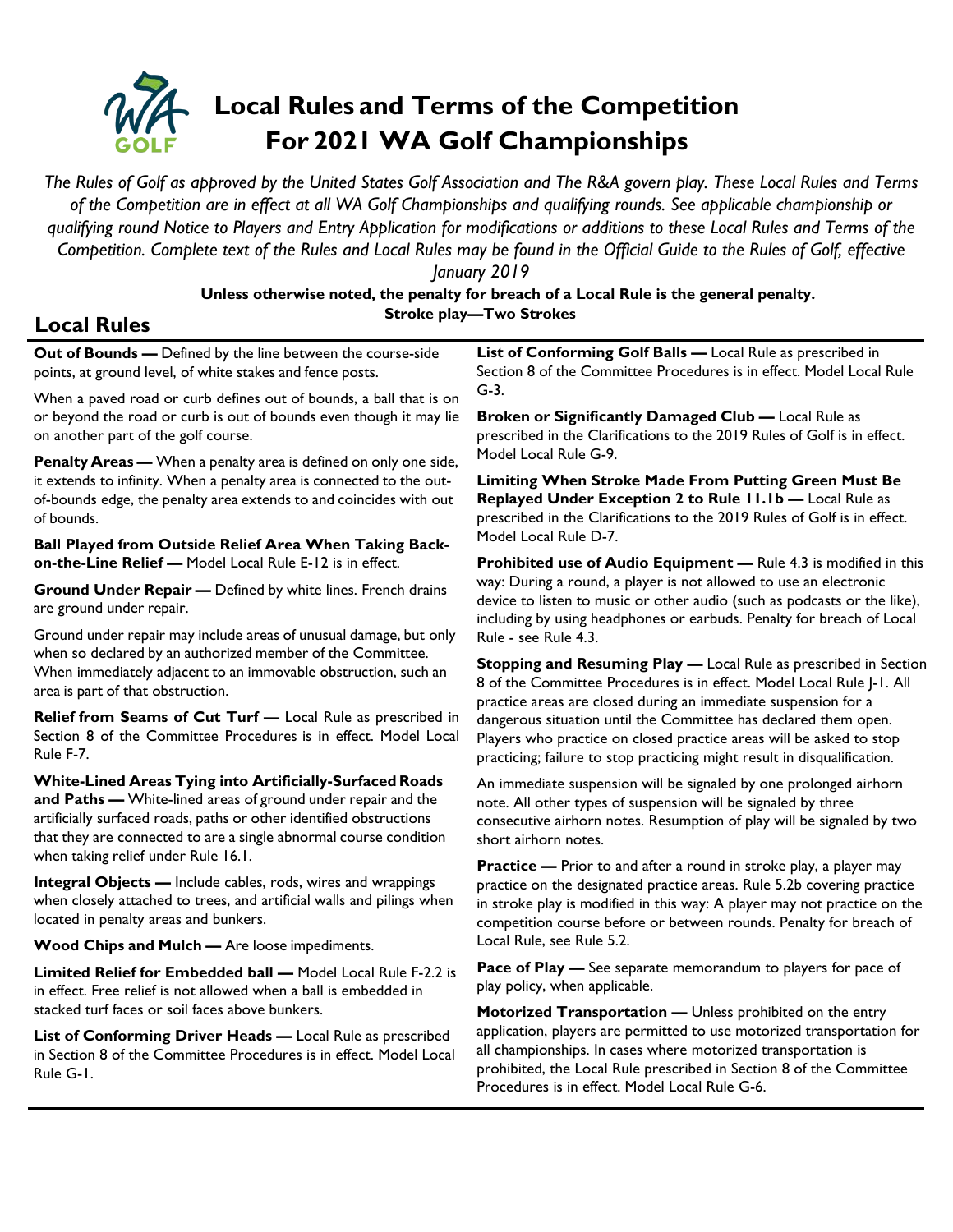# Local Rules and Terms of the Competition For 2021 WA Golf Championships

*The Rules of Golf as approved by the United States Golf Association and The R&A govern play. These Local Rules and Terms of the Competition are in effect at all WA Golf Championships and qualifying rounds. See applicable championship or qualifying round Notice to Players and Entry Application for modifications or additions to these Local Rules and Terms of the Competition. Complete text of the Rules and Local Rules may be found in the Official Guide to the Rules of Golf, effective January 2019*

**Unless otherwise noted, the penalty for breach of a Local Rule is the general penalty.**
**Stroke play—Two Strokes**

## Local Rules

**Out of Bounds —** Defined by the line between the course-side points, at ground level, of white stakes and fence posts.

When a paved road or curb defines out of bounds, a ball that is on or beyond the road or curb is out of bounds even though it may lie on another part of the golf course.

**Penalty Areas —** When a penalty area is defined on only one side, it extends to infinity. When a penalty area is connected to the out-of-bounds edge, the penalty area extends to and coincides with out of bounds.

**Ball Played from Outside Relief Area When Taking Back-on-the-Line Relief —** Model Local Rule E-12 is in effect.

**Ground Under Repair —** Defined by white lines. French drains are ground under repair.

Ground under repair may include areas of unusual damage, but only when so declared by an authorized member of the Committee. When immediately adjacent to an immovable obstruction, such an area is part of that obstruction.

**Relief from Seams of Cut Turf —** Local Rule as prescribed in Section 8 of the Committee Procedures is in effect. Model Local Rule F-7.

**White-Lined Areas Tying into Artificially-Surfaced Roads and Paths —** White-lined areas of ground under repair and the artificially surfaced roads, paths or other identified obstructions that they are connected to are a single abnormal course condition when taking relief under Rule 16.1.

**Integral Objects —** Include cables, rods, wires and wrappings when closely attached to trees, and artificial walls and pilings when located in penalty areas and bunkers.

**Wood Chips and Mulch —** Are loose impediments.

**Limited Relief for Embedded ball —** Model Local Rule F-2.2 is in effect. Free relief is not allowed when a ball is embedded in stacked turf faces or soil faces above bunkers.

**List of Conforming Driver Heads —** Local Rule as prescribed in Section 8 of the Committee Procedures is in effect. Model Local Rule G-1.

**List of Conforming Golf Balls —** Local Rule as prescribed in Section 8 of the Committee Procedures is in effect. Model Local Rule G-3.

**Broken or Significantly Damaged Club —** Local Rule as prescribed in the Clarifications to the 2019 Rules of Golf is in effect. Model Local Rule G-9.

**Limiting When Stroke Made From Putting Green Must Be Replayed Under Exception 2 to Rule 11.1b —** Local Rule as prescribed in the Clarifications to the 2019 Rules of Golf is in effect. Model Local Rule D-7.

**Prohibited use of Audio Equipment —** Rule 4.3 is modified in this way: During a round, a player is not allowed to use an electronic device to listen to music or other audio (such as podcasts or the like), including by using headphones or earbuds. Penalty for breach of Local Rule - see Rule 4.3.

**Stopping and Resuming Play —** Local Rule as prescribed in Section 8 of the Committee Procedures is in effect. Model Local Rule J-1. All practice areas are closed during an immediate suspension for a dangerous situation until the Committee has declared them open. Players who practice on closed practice areas will be asked to stop practicing; failure to stop practicing might result in disqualification.

An immediate suspension will be signaled by one prolonged airhorn note. All other types of suspension will be signaled by three consecutive airhorn notes. Resumption of play will be signaled by two short airhorn notes.

**Practice —** Prior to and after a round in stroke play, a player may practice on the designated practice areas. Rule 5.2b covering practice in stroke play is modified in this way: A player may not practice on the competition course before or between rounds. Penalty for breach of Local Rule, see Rule 5.2.

**Pace of Play —** See separate memorandum to players for pace of play policy, when applicable.

**Motorized Transportation —** Unless prohibited on the entry application, players are permitted to use motorized transportation for all championships. In cases where motorized transportation is prohibited, the Local Rule prescribed in Section 8 of the Committee Procedures is in effect. Model Local Rule G-6.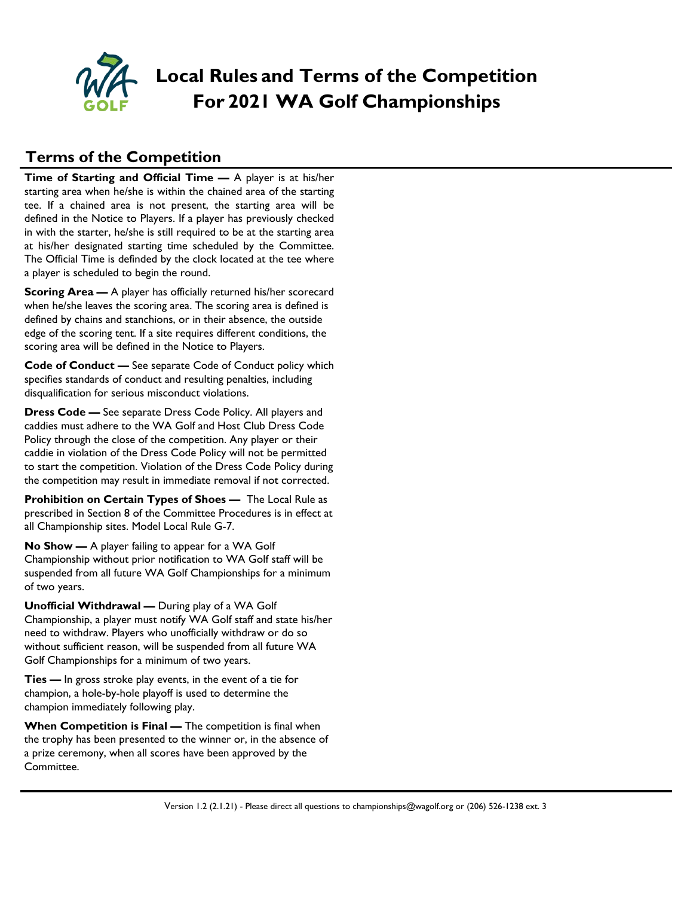# Local Rules and Terms of the Competition For 2021 WA Golf Championships

## Terms of the Competition

**Time of Starting and Official Time —** A player is at his/her starting area when he/she is within the chained area of the starting tee. If a chained area is not present, the starting area will be defined in the Notice to Players. If a player has previously checked in with the starter, he/she is still required to be at the starting area at his/her designated starting time scheduled by the Committee. The Official Time is definded by the clock located at the tee where a player is scheduled to begin the round.

**Scoring Area —** A player has officially returned his/her scorecard when he/she leaves the scoring area. The scoring area is defined is defined by chains and stanchions, or in their absence, the outside edge of the scoring tent. If a site requires different conditions, the scoring area will be defined in the Notice to Players.

**Code of Conduct —** See separate Code of Conduct policy which specifies standards of conduct and resulting penalties, including disqualification for serious misconduct violations.

**Dress Code —** See separate Dress Code Policy. All players and caddies must adhere to the WA Golf and Host Club Dress Code Policy through the close of the competition. Any player or their caddie in violation of the Dress Code Policy will not be permitted to start the competition. Violation of the Dress Code Policy during the competition may result in immediate removal if not corrected.

**Prohibition on Certain Types of Shoes —** The Local Rule as prescribed in Section 8 of the Committee Procedures is in effect at all Championship sites. Model Local Rule G-7.

**No Show —** A player failing to appear for a WA Golf Championship without prior notification to WA Golf staff will be suspended from all future WA Golf Championships for a minimum of two years.

**Unofficial Withdrawal —** During play of a WA Golf Championship, a player must notify WA Golf staff and state his/her need to withdraw. Players who unofficially withdraw or do so without sufficient reason, will be suspended from all future WA Golf Championships for a minimum of two years.

**Ties —** In gross stroke play events, in the event of a tie for champion, a hole-by-hole playoff is used to determine the champion immediately following play.

**When Competition is Final —** The competition is final when the trophy has been presented to the winner or, in the absence of a prize ceremony, when all scores have been approved by the Committee.

Version 1.2 (2.1.21) - Please direct all questions to championships@wagolf.org or (206) 526-1238 ext. 3